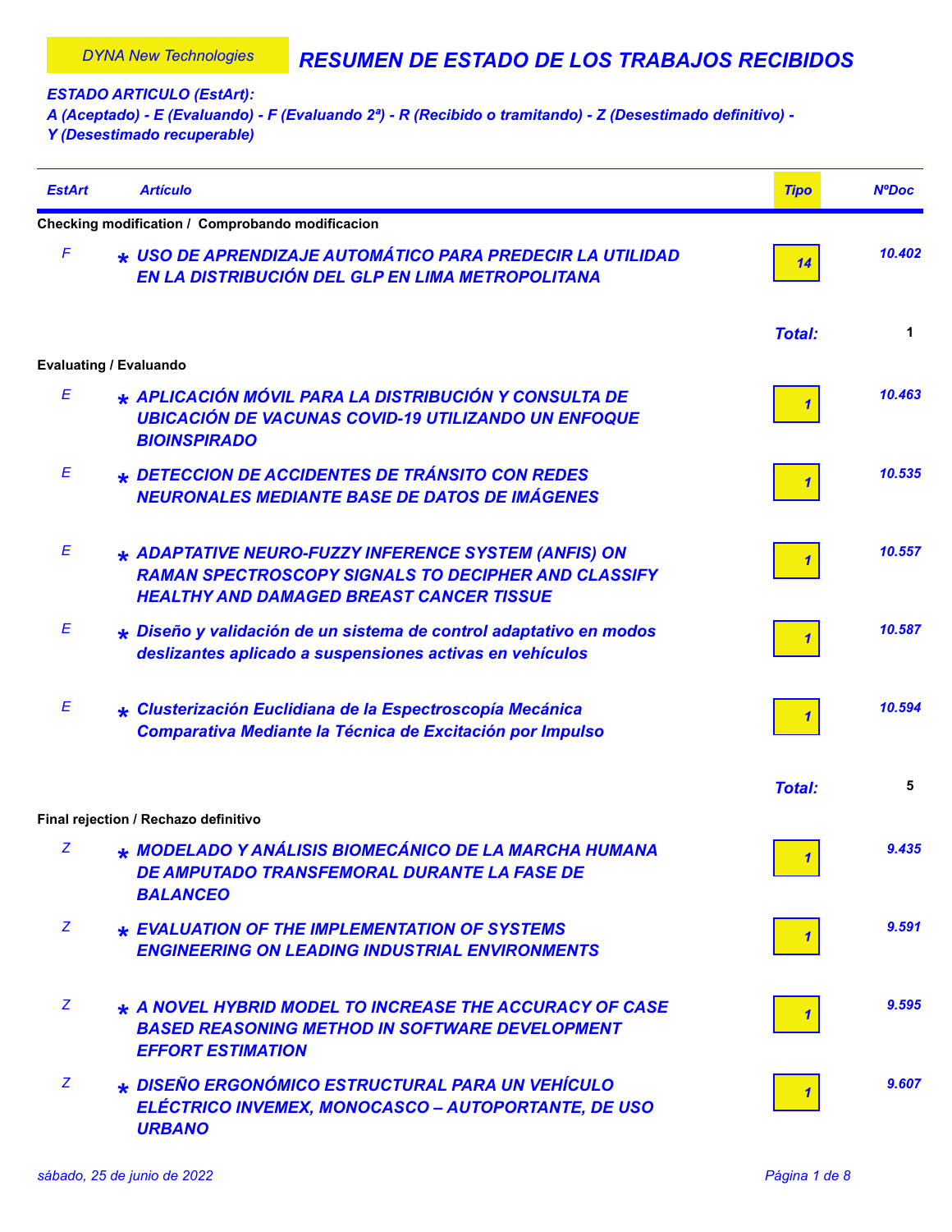DYNA New Technologies

# RESUMEN DE ESTADO DE LOS TRABAJOS RECIBIDOS

*ESTADO ARTICULO (EstArt):*
*A (Aceptado) - E (Evaluando) - F (Evaluando 2ª) - R (Recibido o tramitando) - Z (Desestimado definitivo) - Y (Desestimado recuperable)*

| EstArt | Artículo | Tipo | NºDoc |
|---|---|---|---|
| **Checking modification / Comprobando modificacion** | | | |
| F | * USO DE APRENDIZAJE AUTOMÁTICO PARA PREDECIR LA UTILIDAD EN LA DISTRIBUCIÓN DEL GLP EN LIMA METROPOLITANA | 14 | 10.402 |
| | | **Total:** | 1 |
| **Evaluating / Evaluando** | | | |
| E | * APLICACIÓN MÓVIL PARA LA DISTRIBUCIÓN Y CONSULTA DE UBICACIÓN DE VACUNAS COVID-19 UTILIZANDO UN ENFOQUE BIOINSPIRADO | 1 | 10.463 |
| E | * DETECCION DE ACCIDENTES DE TRÁNSITO CON REDES NEURONALES MEDIANTE BASE DE DATOS DE IMÁGENES | 1 | 10.535 |
| E | * ADAPTATIVE NEURO-FUZZY INFERENCE SYSTEM (ANFIS) ON RAMAN SPECTROSCOPY SIGNALS TO DECIPHER AND CLASSIFY HEALTHY AND DAMAGED BREAST CANCER TISSUE | 1 | 10.557 |
| E | * Diseño y validación de un sistema de control adaptativo en modos deslizantes aplicado a suspensiones activas en vehículos | 1 | 10.587 |
| E | * Clusterización Euclidiana de la Espectroscopía Mecánica Comparativa Mediante la Técnica de Excitación por Impulso | 1 | 10.594 |
| | | **Total:** | 5 |
| **Final rejection / Rechazo definitivo** | | | |
| Z | * MODELADO Y ANÁLISIS BIOMECÁNICO DE LA MARCHA HUMANA DE AMPUTADO TRANSFEMORAL DURANTE LA FASE DE BALANCEO | 1 | 9.435 |
| Z | * EVALUATION OF THE IMPLEMENTATION OF SYSTEMS ENGINEERING ON LEADING INDUSTRIAL ENVIRONMENTS | 1 | 9.591 |
| Z | * A NOVEL HYBRID MODEL TO INCREASE THE ACCURACY OF CASE BASED REASONING METHOD IN SOFTWARE DEVELOPMENT EFFORT ESTIMATION | 1 | 9.595 |
| Z | * DISEÑO ERGONÓMICO ESTRUCTURAL PARA UN VEHÍCULO ELÉCTRICO INVEMEX, MONOCASCO – AUTOPORTANTE, DE USO URBANO | 1 | 9.607 |

sábado, 25 de junio de 2022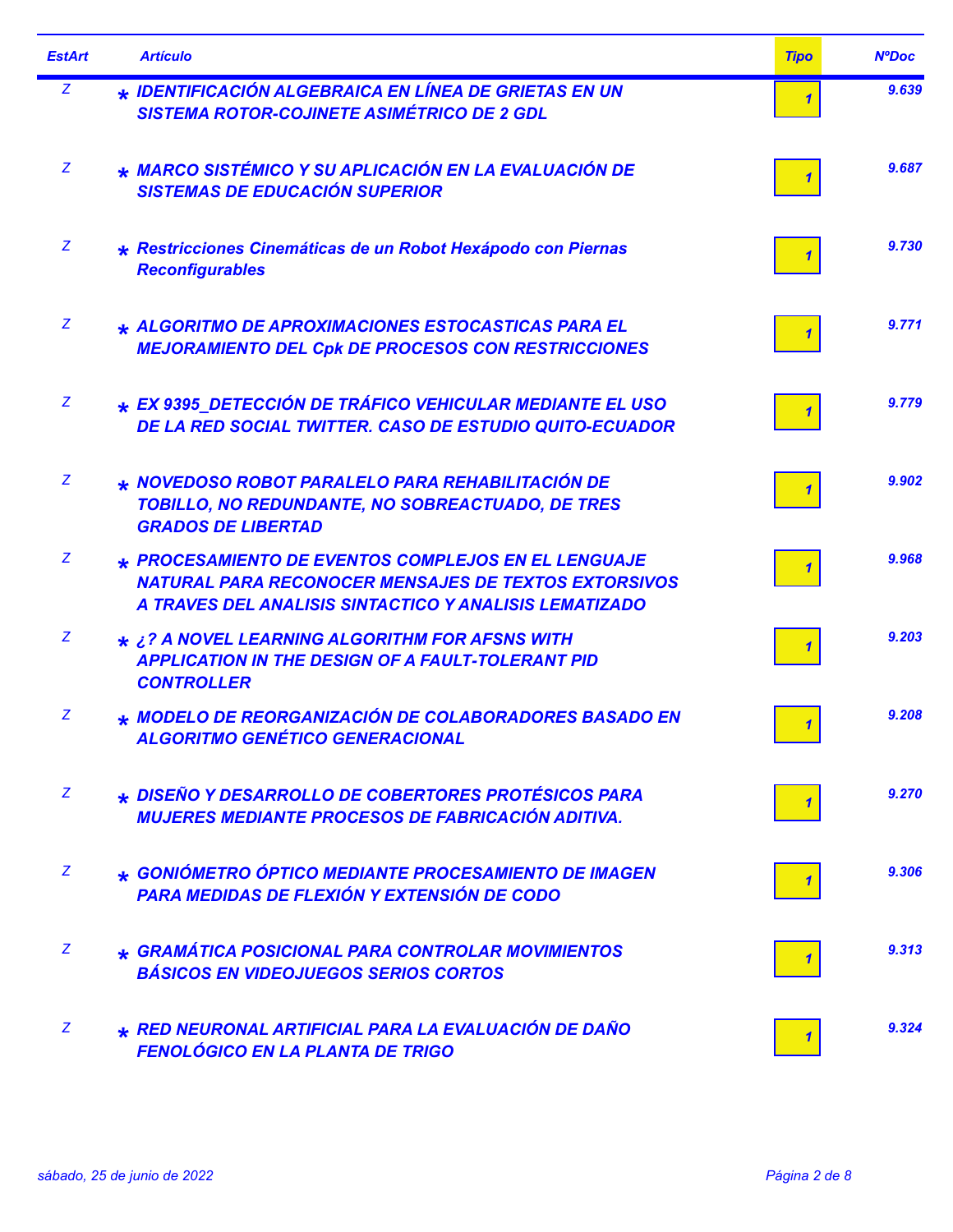| EstArt | Artículo | Tipo | NºDoc |
| --- | --- | --- | --- |
| Z | * IDENTIFICACIÓN ALGEBRAICA EN LÍNEA DE GRIETAS EN UN SISTEMA ROTOR-COJINETE ASIMÉTRICO DE 2 GDL | 1 | 9.639 |
| Z | * MARCO SISTÉMICO Y SU APLICACIÓN EN LA EVALUACIÓN DE SISTEMAS DE EDUCACIÓN SUPERIOR | 1 | 9.687 |
| Z | * Restricciones Cinemáticas de un Robot Hexápodo con Piernas Reconfigurables | 1 | 9.730 |
| Z | * ALGORITMO DE APROXIMACIONES ESTOCASTICAS PARA EL MEJORAMIENTO DEL Cpk DE PROCESOS CON RESTRICCIONES | 1 | 9.771 |
| Z | * EX 9395_DETECCIÓN DE TRÁFICO VEHICULAR MEDIANTE EL USO DE LA RED SOCIAL TWITTER. CASO DE ESTUDIO QUITO-ECUADOR | 1 | 9.779 |
| Z | * NOVEDOSO ROBOT PARALELO PARA REHABILITACIÓN DE TOBILLO, NO REDUNDANTE, NO SOBREACTUADO, DE TRES GRADOS DE LIBERTAD | 1 | 9.902 |
| Z | * PROCESAMIENTO DE EVENTOS COMPLEJOS EN EL LENGUAJE NATURAL PARA RECONOCER MENSAJES DE TEXTOS EXTORSIVOS A TRAVES DEL ANALISIS SINTACTICO Y ANALISIS LEMATIZADO | 1 | 9.968 |
| Z | * ¿? A NOVEL LEARNING ALGORITHM FOR AFSNS WITH APPLICATION IN THE DESIGN OF A FAULT-TOLERANT PID CONTROLLER | 1 | 9.203 |
| Z | * MODELO DE REORGANIZACIÓN DE COLABORADORES BASADO EN ALGORITMO GENÉTICO GENERACIONAL | 1 | 9.208 |
| Z | * DISEÑO Y DESARROLLO DE COBERTORES PROTÉSICOS PARA MUJERES MEDIANTE PROCESOS DE FABRICACIÓN ADITIVA. | 1 | 9.270 |
| Z | * GONIÓMETRO ÓPTICO MEDIANTE PROCESAMIENTO DE IMAGEN PARA MEDIDAS DE FLEXIÓN Y EXTENSIÓN DE CODO | 1 | 9.306 |
| Z | * GRAMÁTICA POSICIONAL PARA CONTROLAR MOVIMIENTOS BÁSICOS EN VIDEOJUEGOS SERIOS CORTOS | 1 | 9.313 |
| Z | * RED NEURONAL ARTIFICIAL PARA LA EVALUACIÓN DE DAÑO FENOLÓGICO EN LA PLANTA DE TRIGO | 1 | 9.324 |

sábado, 25 de junio de 2022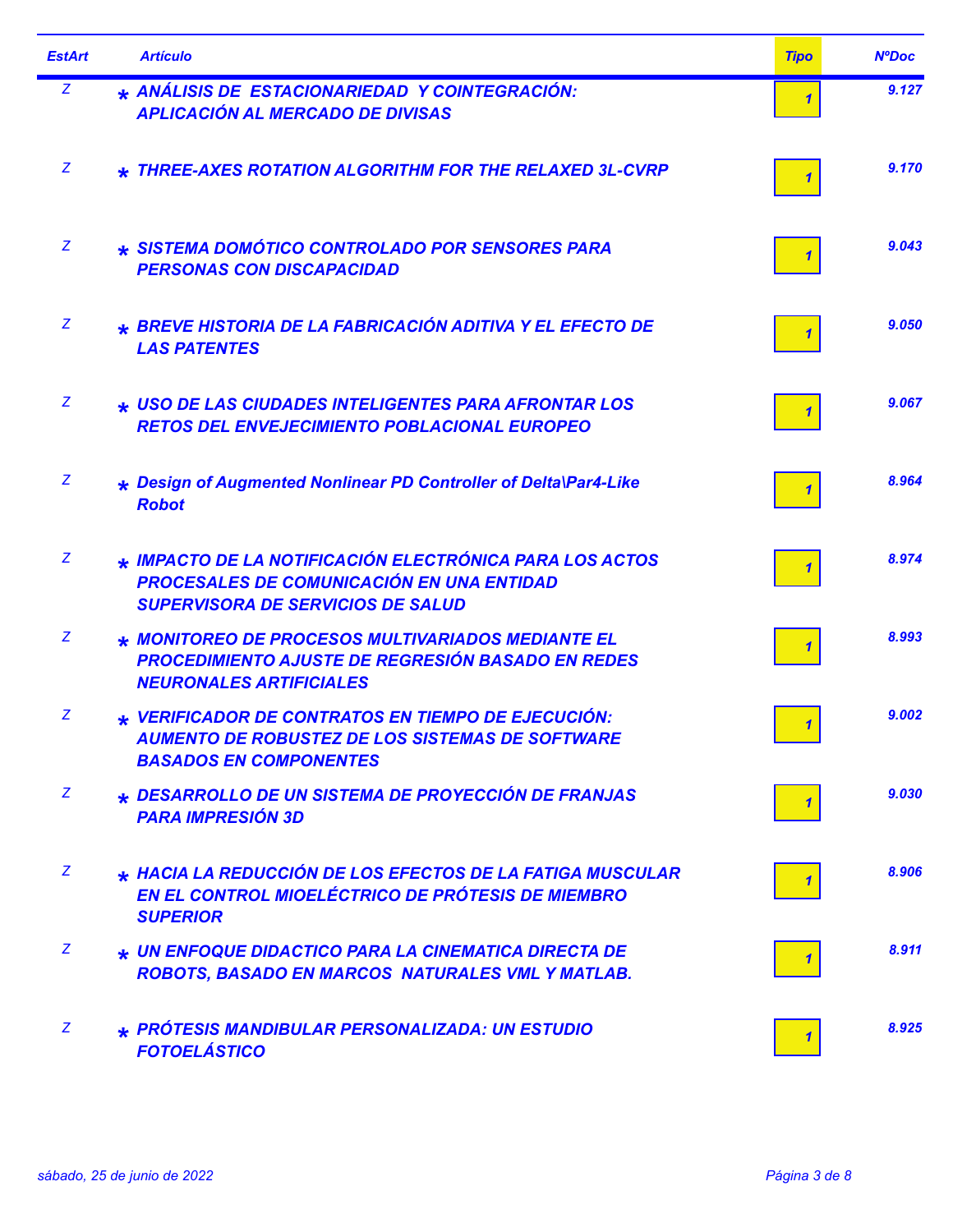| EstArt | Artículo | Tipo | NºDoc |
|---|---|---|---|
| Z | * ANÁLISIS DE ESTACIONARIEDAD Y COINTEGRACIÓN: APLICACIÓN AL MERCADO DE DIVISAS | 1 | 9.127 |
| Z | * THREE-AXES ROTATION ALGORITHM FOR THE RELAXED 3L-CVRP | 1 | 9.170 |
| Z | * SISTEMA DOMÓTICO CONTROLADO POR SENSORES PARA PERSONAS CON DISCAPACIDAD | 1 | 9.043 |
| Z | * BREVE HISTORIA DE LA FABRICACIÓN ADITIVA Y EL EFECTO DE LAS PATENTES | 1 | 9.050 |
| Z | * USO DE LAS CIUDADES INTELIGENTES PARA AFRONTAR LOS RETOS DEL ENVEJECIMIENTO POBLACIONAL EUROPEO | 1 | 9.067 |
| Z | * Design of Augmented Nonlinear PD Controller of Delta\Par4-Like Robot | 1 | 8.964 |
| Z | * IMPACTO DE LA NOTIFICACIÓN ELECTRÓNICA PARA LOS ACTOS PROCESALES DE COMUNICACIÓN EN UNA ENTIDAD SUPERVISORA DE SERVICIOS DE SALUD | 1 | 8.974 |
| Z | * MONITOREO DE PROCESOS MULTIVARIADOS MEDIANTE EL PROCEDIMIENTO AJUSTE DE REGRESIÓN BASADO EN REDES NEURONALES ARTIFICIALES | 1 | 8.993 |
| Z | * VERIFICADOR DE CONTRATOS EN TIEMPO DE EJECUCIÓN: AUMENTO DE ROBUSTEZ DE LOS SISTEMAS DE SOFTWARE BASADOS EN COMPONENTES | 1 | 9.002 |
| Z | * DESARROLLO DE UN SISTEMA DE PROYECCIÓN DE FRANJAS PARA IMPRESIÓN 3D | 1 | 9.030 |
| Z | * HACIA LA REDUCCIÓN DE LOS EFECTOS DE LA FATIGA MUSCULAR EN EL CONTROL MIOELÉCTRICO DE PRÓTESIS DE MIEMBRO SUPERIOR | 1 | 8.906 |
| Z | * UN ENFOQUE DIDACTICO PARA LA CINEMATICA DIRECTA DE ROBOTS, BASADO EN MARCOS NATURALES VML Y MATLAB. | 1 | 8.911 |
| Z | * PRÓTESIS MANDIBULAR PERSONALIZADA: UN ESTUDIO FOTOELÁSTICO | 1 | 8.925 |

sábado, 25 de junio de 2022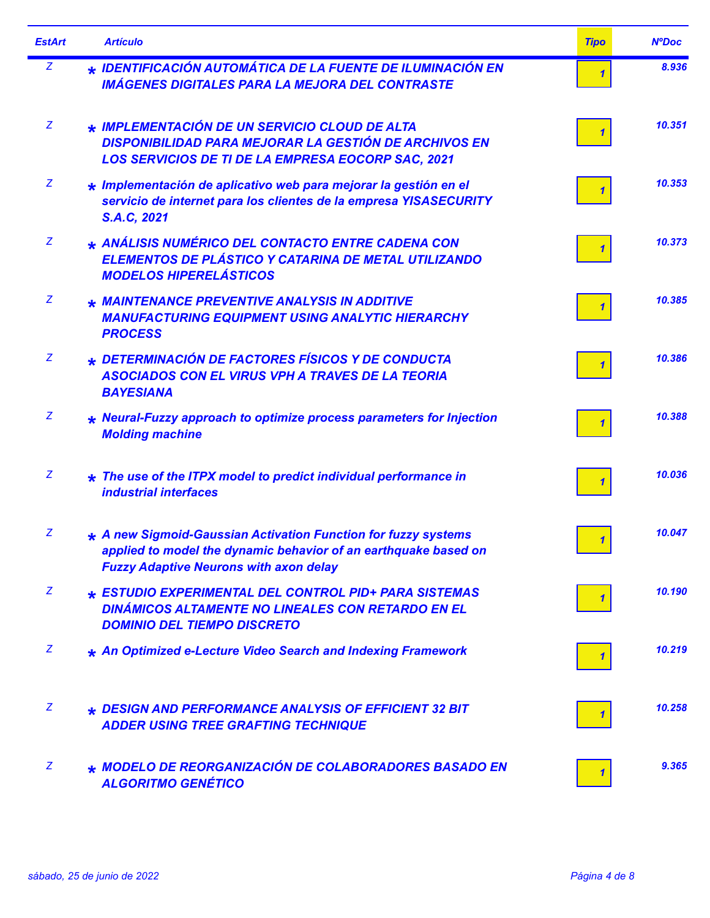| EstArt | Artículo | Tipo | NºDoc |
|---|---|---|---|
| Z | * IDENTIFICACIÓN AUTOMÁTICA DE LA FUENTE DE ILUMINACIÓN EN IMÁGENES DIGITALES PARA LA MEJORA DEL CONTRASTE | 1 | 8.936 |
| Z | * IMPLEMENTACIÓN DE UN SERVICIO CLOUD DE ALTA DISPONIBILIDAD PARA MEJORAR LA GESTIÓN DE ARCHIVOS EN LOS SERVICIOS DE TI DE LA EMPRESA EOCORP SAC, 2021 | 1 | 10.351 |
| Z | * Implementación de aplicativo web para mejorar la gestión en el servicio de internet para los clientes de la empresa YISASECURITY S.A.C, 2021 | 1 | 10.353 |
| Z | * ANÁLISIS NUMÉRICO DEL CONTACTO ENTRE CADENA CON ELEMENTOS DE PLÁSTICO Y CATARINA DE METAL UTILIZANDO MODELOS HIPERELÁSTICOS | 1 | 10.373 |
| Z | * MAINTENANCE PREVENTIVE ANALYSIS IN ADDITIVE MANUFACTURING EQUIPMENT USING ANALYTIC HIERARCHY PROCESS | 1 | 10.385 |
| Z | * DETERMINACIÓN DE FACTORES FÍSICOS Y DE CONDUCTA ASOCIADOS CON EL VIRUS VPH A TRAVES DE LA TEORIA BAYESIANA | 1 | 10.386 |
| Z | * Neural-Fuzzy approach to optimize process parameters for Injection Molding machine | 1 | 10.388 |
| Z | * The use of the ITPX model to predict individual performance in industrial interfaces | 1 | 10.036 |
| Z | * A new Sigmoid-Gaussian Activation Function for fuzzy systems applied to model the dynamic behavior of an earthquake based on Fuzzy Adaptive Neurons with axon delay | 1 | 10.047 |
| Z | * ESTUDIO EXPERIMENTAL DEL CONTROL PID+ PARA SISTEMAS DINÁMICOS ALTAMENTE NO LINEALES CON RETARDO EN EL DOMINIO DEL TIEMPO DISCRETO | 1 | 10.190 |
| Z | * An Optimized e-Lecture Video Search and Indexing Framework | 1 | 10.219 |
| Z | * DESIGN AND PERFORMANCE ANALYSIS OF EFFICIENT 32 BIT ADDER USING TREE GRAFTING TECHNIQUE | 1 | 10.258 |
| Z | * MODELO DE REORGANIZACIÓN DE COLABORADORES BASADO EN ALGORITMO GENÉTICO | 1 | 9.365 |

sábado, 25 de junio de 2022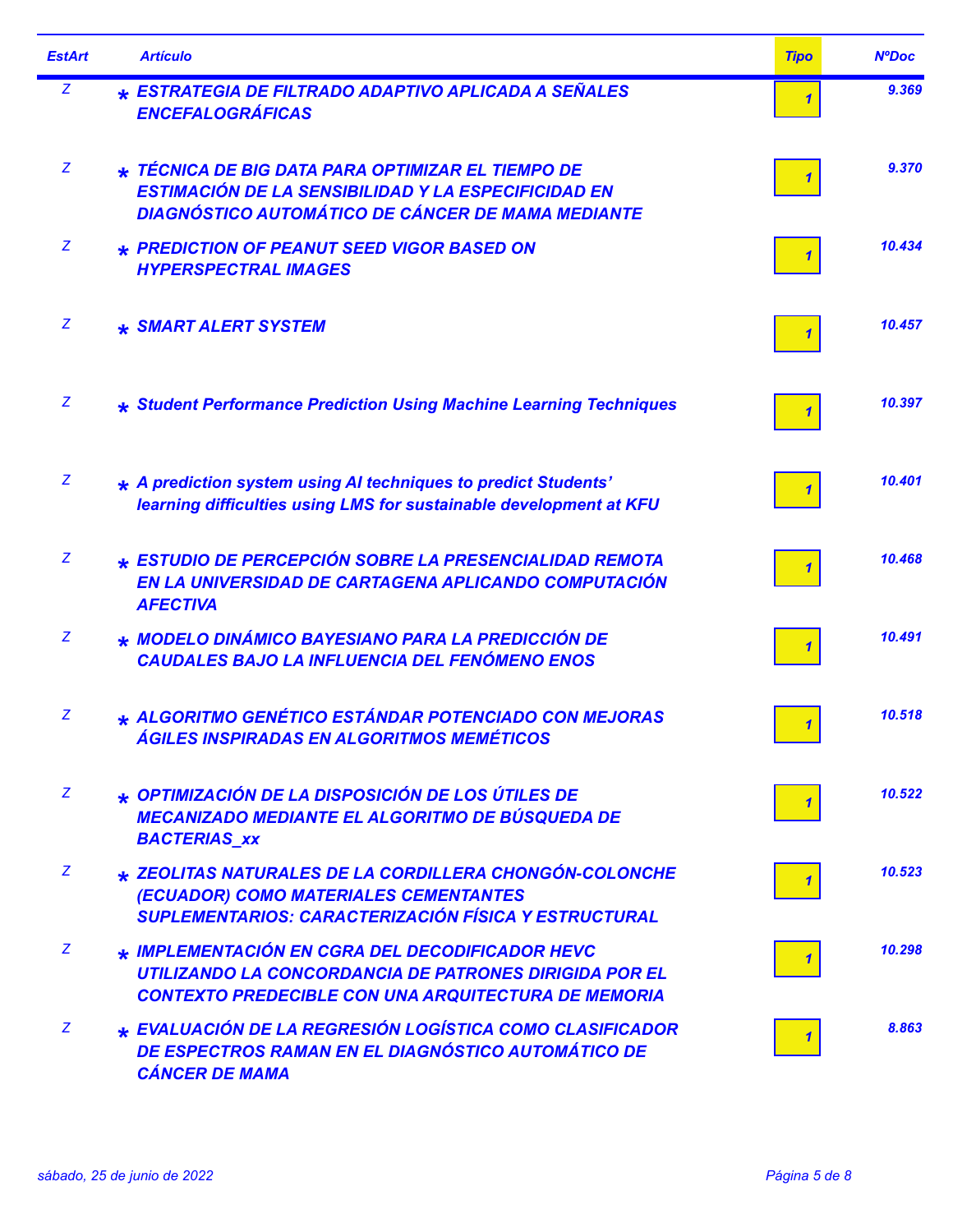| EstArt | Artículo | Tipo | NºDoc |
|---|---|---|---|
| Z | * ESTRATEGIA DE FILTRADO ADAPTIVO APLICADA A SEÑALES ENCEFALOGRÁFICAS | 1 | 9.369 |
| Z | * TÉCNICA DE BIG DATA PARA OPTIMIZAR EL TIEMPO DE ESTIMACIÓN DE LA SENSIBILIDAD Y LA ESPECIFICIDAD EN DIAGNÓSTICO AUTOMÁTICO DE CÁNCER DE MAMA MEDIANTE | 1 | 9.370 |
| Z | * PREDICTION OF PEANUT SEED VIGOR BASED ON HYPERSPECTRAL IMAGES | 1 | 10.434 |
| Z | * SMART ALERT SYSTEM | 1 | 10.457 |
| Z | * Student Performance Prediction Using Machine Learning Techniques | 1 | 10.397 |
| Z | * A prediction system using AI techniques to predict Students' learning difficulties using LMS for sustainable development at KFU | 1 | 10.401 |
| Z | * ESTUDIO DE PERCEPCIÓN SOBRE LA PRESENCIALIDAD REMOTA EN LA UNIVERSIDAD DE CARTAGENA APLICANDO COMPUTACIÓN AFECTIVA | 1 | 10.468 |
| Z | * MODELO DINÁMICO BAYESIANO PARA LA PREDICCIÓN DE CAUDALES BAJO LA INFLUENCIA DEL FENÓMENO ENOS | 1 | 10.491 |
| Z | * ALGORITMO GENÉTICO ESTÁNDAR POTENCIADO CON MEJORAS ÁGILES INSPIRADAS EN ALGORITMOS MEMÉTICOS | 1 | 10.518 |
| Z | * OPTIMIZACIÓN DE LA DISPOSICIÓN DE LOS ÚTILES DE MECANIZADO MEDIANTE EL ALGORITMO DE BÚSQUEDA DE BACTERIAS_xx | 1 | 10.522 |
| Z | * ZEOLITAS NATURALES DE LA CORDILLERA CHONGÓN-COLONCHE (ECUADOR) COMO MATERIALES CEMENTANTES SUPLEMENTARIOS: CARACTERIZACIÓN FÍSICA Y ESTRUCTURAL | 1 | 10.523 |
| Z | * IMPLEMENTACIÓN EN CGRA DEL DECODIFICADOR HEVC UTILIZANDO LA CONCORDANCIA DE PATRONES DIRIGIDA POR EL CONTEXTO PREDECIBLE CON UNA ARQUITECTURA DE MEMORIA | 1 | 10.298 |
| Z | * EVALUACIÓN DE LA REGRESIÓN LOGÍSTICA COMO CLASIFICADOR DE ESPECTROS RAMAN EN EL DIAGNÓSTICO AUTOMÁTICO DE CÁNCER DE MAMA | 1 | 8.863 |

sábado, 25 de junio de 2022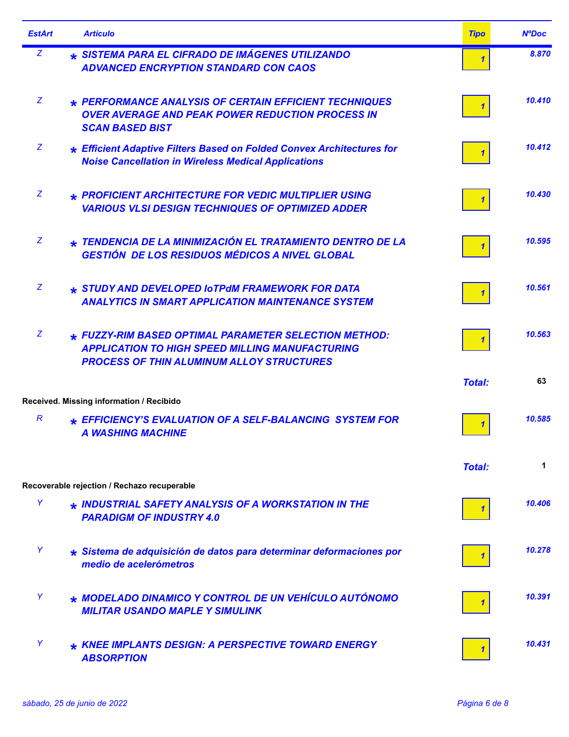| EstArt | | Artículo | Tipo | NºDoc |
|---|---|---|---|---|
| Z | * | SISTEMA PARA EL CIFRADO DE IMÁGENES UTILIZANDO ADVANCED ENCRYPTION STANDARD CON CAOS | 1 | 8.870 |
| Z | * | PERFORMANCE ANALYSIS OF CERTAIN EFFICIENT TECHNIQUES OVER AVERAGE AND PEAK POWER REDUCTION PROCESS IN SCAN BASED BIST | 1 | 10.410 |
| Z | * | Efficient Adaptive Filters Based on Folded Convex Architectures for Noise Cancellation in Wireless Medical Applications | 1 | 10.412 |
| Z | * | PROFICIENT ARCHITECTURE FOR VEDIC MULTIPLIER USING VARIOUS VLSI DESIGN TECHNIQUES OF OPTIMIZED ADDER | 1 | 10.430 |
| Z | * | TENDENCIA DE LA MINIMIZACIÓN EL TRATAMIENTO DENTRO DE LA GESTIÓN DE LOS RESIDUOS MÉDICOS A NIVEL GLOBAL | 1 | 10.595 |
| Z | * | STUDY AND DEVELOPED IoTPdM FRAMEWORK FOR DATA ANALYTICS IN SMART APPLICATION MAINTENANCE SYSTEM | 1 | 10.561 |
| Z | * | FUZZY-RIM BASED OPTIMAL PARAMETER SELECTION METHOD: APPLICATION TO HIGH SPEED MILLING MANUFACTURING PROCESS OF THIN ALUMINUM ALLOY STRUCTURES | 1 | 10.563 |
| | | | **Total:** | 63 |

**Received. Missing information / Recibido**

| EstArt | | Artículo | Tipo | NºDoc |
|---|---|---|---|---|
| R | * | EFFICIENCY'S EVALUATION OF A SELF-BALANCING SYSTEM FOR A WASHING MACHINE | 1 | 10.585 |
| | | | **Total:** | 1 |

**Recoverable rejection / Rechazo recuperable**

| EstArt | | Artículo | Tipo | NºDoc |
|---|---|---|---|---|
| Y | * | INDUSTRIAL SAFETY ANALYSIS OF A WORKSTATION IN THE PARADIGM OF INDUSTRY 4.0 | 1 | 10.406 |
| Y | * | Sistema de adquisición de datos para determinar deformaciones por medio de acelerómetros | 1 | 10.278 |
| Y | * | MODELADO DINAMICO Y CONTROL DE UN VEHÍCULO AUTÓNOMO MILITAR USANDO MAPLE Y SIMULINK | 1 | 10.391 |
| Y | * | KNEE IMPLANTS DESIGN: A PERSPECTIVE TOWARD ENERGY ABSORPTION | 1 | 10.431 |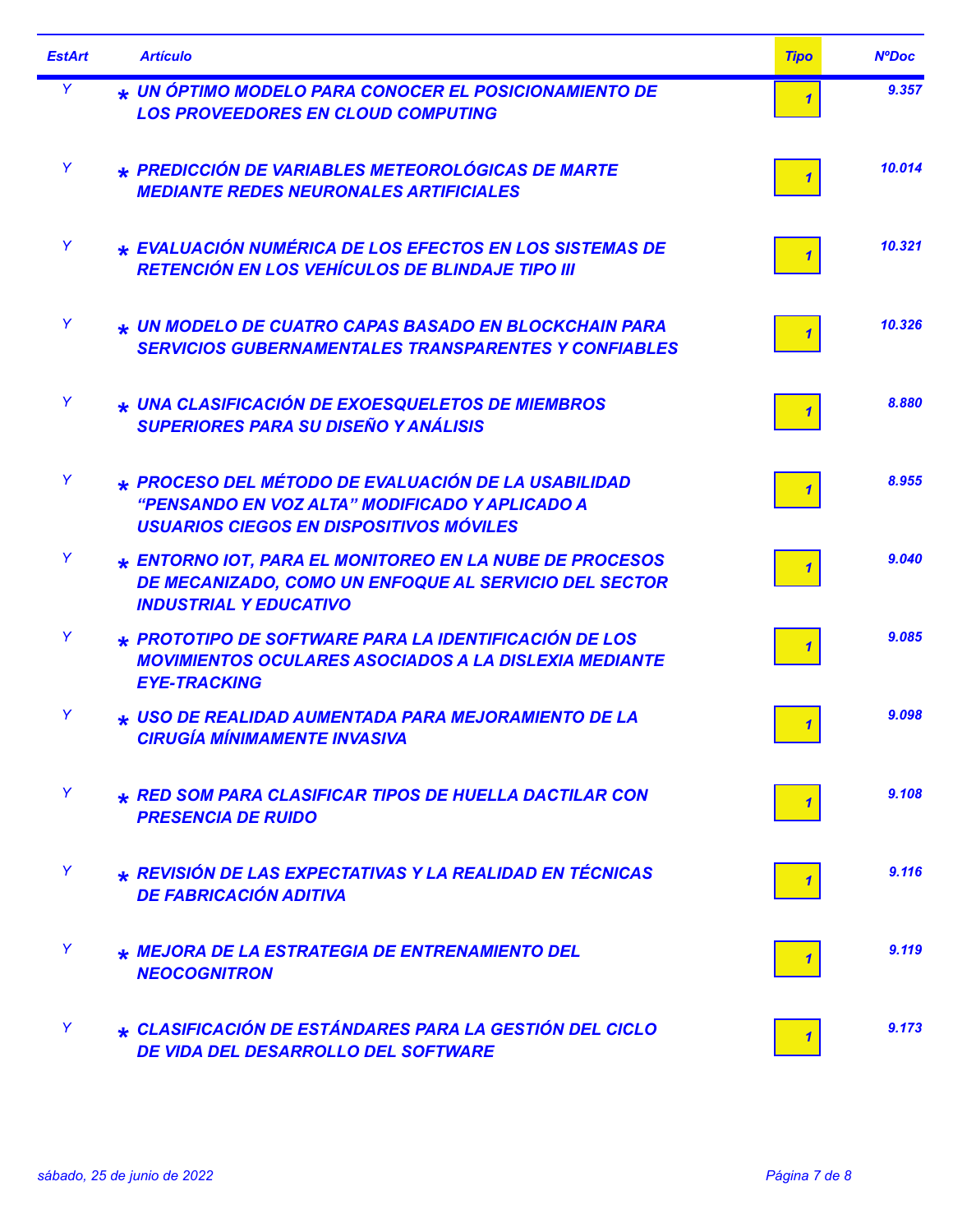| EstArt | Artículo | Tipo | NºDoc |
| --- | --- | --- | --- |
| Y | * UN ÓPTIMO MODELO PARA CONOCER EL POSICIONAMIENTO DE LOS PROVEEDORES EN CLOUD COMPUTING | 1 | 9.357 |
| Y | * PREDICCIÓN DE VARIABLES METEOROLÓGICAS DE MARTE MEDIANTE REDES NEURONALES ARTIFICIALES | 1 | 10.014 |
| Y | * EVALUACIÓN NUMÉRICA DE LOS EFECTOS EN LOS SISTEMAS DE RETENCIÓN EN LOS VEHÍCULOS DE BLINDAJE TIPO III | 1 | 10.321 |
| Y | * UN MODELO DE CUATRO CAPAS BASADO EN BLOCKCHAIN PARA SERVICIOS GUBERNAMENTALES TRANSPARENTES Y CONFIABLES | 1 | 10.326 |
| Y | * UNA CLASIFICACIÓN DE EXOESQUELETOS DE MIEMBROS SUPERIORES PARA SU DISEÑO Y ANÁLISIS | 1 | 8.880 |
| Y | * PROCESO DEL MÉTODO DE EVALUACIÓN DE LA USABILIDAD “PENSANDO EN VOZ ALTA” MODIFICADO Y APLICADO A USUARIOS CIEGOS EN DISPOSITIVOS MÓVILES | 1 | 8.955 |
| Y | * ENTORNO IOT, PARA EL MONITOREO EN LA NUBE DE PROCESOS DE MECANIZADO, COMO UN ENFOQUE AL SERVICIO DEL SECTOR INDUSTRIAL Y EDUCATIVO | 1 | 9.040 |
| Y | * PROTOTIPO DE SOFTWARE PARA LA IDENTIFICACIÓN DE LOS MOVIMIENTOS OCULARES ASOCIADOS A LA DISLEXIA MEDIANTE EYE-TRACKING | 1 | 9.085 |
| Y | * USO DE REALIDAD AUMENTADA PARA MEJORAMIENTO DE LA CIRUGÍA MÍNIMAMENTE INVASIVA | 1 | 9.098 |
| Y | * RED SOM PARA CLASIFICAR TIPOS DE HUELLA DACTILAR CON PRESENCIA DE RUIDO | 1 | 9.108 |
| Y | * REVISIÓN DE LAS EXPECTATIVAS Y LA REALIDAD EN TÉCNICAS DE FABRICACIÓN ADITIVA | 1 | 9.116 |
| Y | * MEJORA DE LA ESTRATEGIA DE ENTRENAMIENTO DEL NEOCOGNITRON | 1 | 9.119 |
| Y | * CLASIFICACIÓN DE ESTÁNDARES PARA LA GESTIÓN DEL CICLO DE VIDA DEL DESARROLLO DEL SOFTWARE | 1 | 9.173 |

sábado, 25 de junio de 2022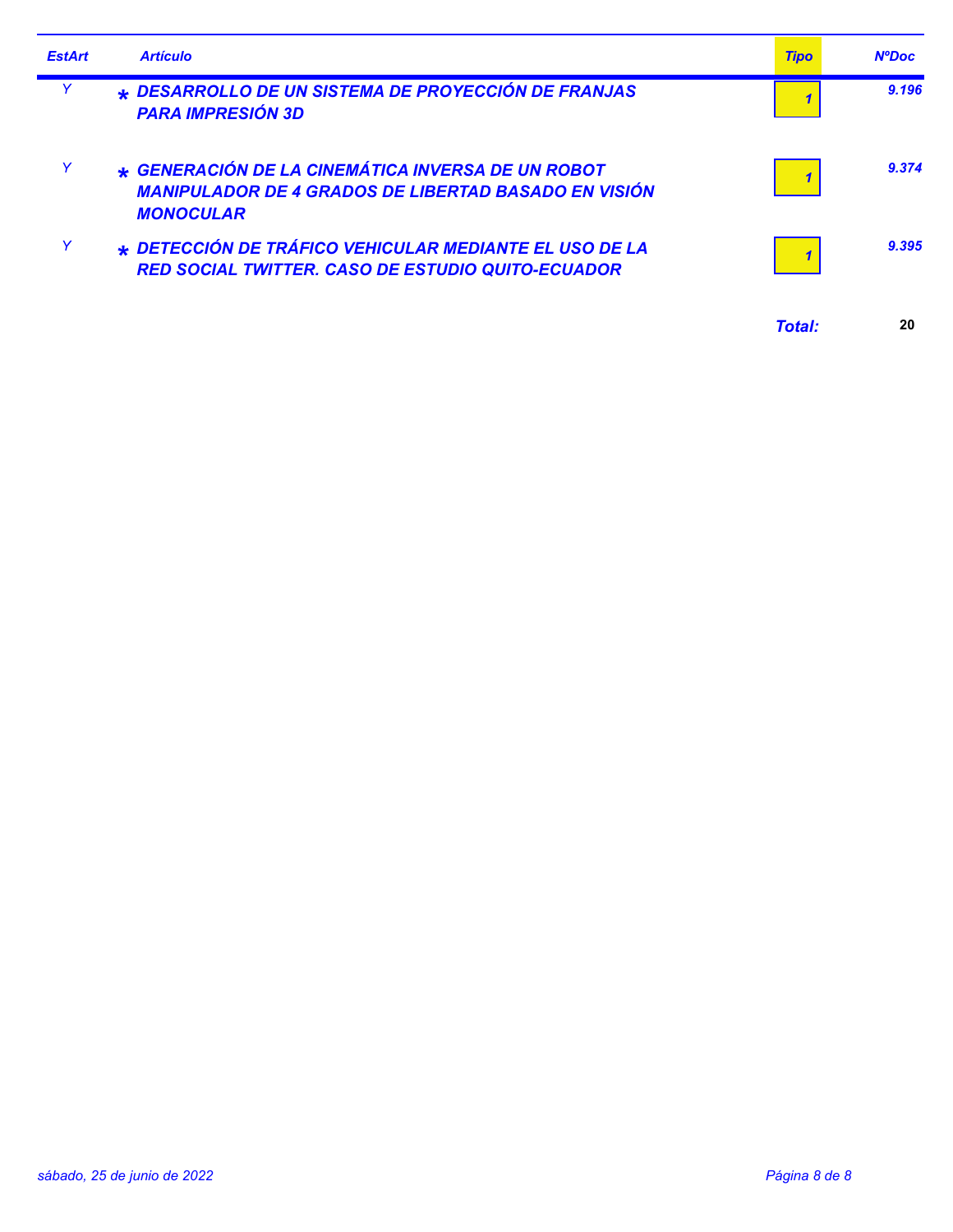| EstArt | Artículo | Tipo | NºDoc |
|---|---|---|---|
| Y | * DESARROLLO DE UN SISTEMA DE PROYECCIÓN DE FRANJAS PARA IMPRESIÓN 3D | 1 | 9.196 |
| Y | * GENERACIÓN DE LA CINEMÁTICA INVERSA DE UN ROBOT MANIPULADOR DE 4 GRADOS DE LIBERTAD BASADO EN VISIÓN MONOCULAR | 1 | 9.374 |
| Y | * DETECCIÓN DE TRÁFICO VEHICULAR MEDIANTE EL USO DE LA RED SOCIAL TWITTER. CASO DE ESTUDIO QUITO-ECUADOR | 1 | 9.395 |
| | | Total: | 20 |

sábado, 25 de junio de 2022